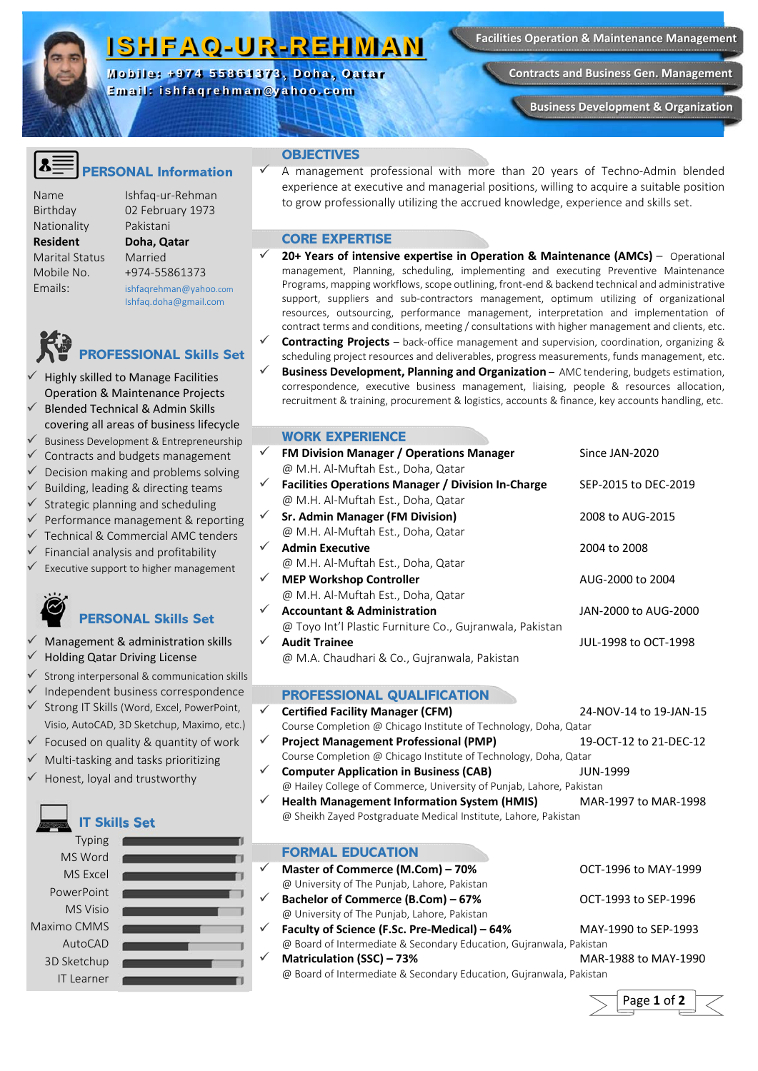# ISHFAQ-UR-REHMAN

**Mobile: +974 55861373, Doha, Qatar**
**Email: ishfaqrehman@yahoo.com**

- Facilities Operation & Maintenance Management
- Contracts and Business Gen. Management
- Business Development & Organization

## PERSONAL Information

| | |
|---|---|
| Name | Ishfaq-ur-Rehman |
| Birthday | 02 February 1973 |
| Nationality | Pakistani |
| **Resident** | **Doha, Qatar** |
| Marital Status | Married |
| Mobile No. | +974-55861373 |
| Emails: | ishfaqrehman@yahoo.com<br>Ishfaq.doha@gmail.com |

## PROFESSIONAL Skills Set

- ✓ Highly skilled to Manage Facilities Operation & Maintenance Projects
- ✓ Blended Technical & Admin Skills covering all areas of business lifecycle
- ✓ Business Development & Entrepreneurship
- ✓ Contracts and budgets management
- ✓ Decision making and problems solving
- ✓ Building, leading & directing teams
- ✓ Strategic planning and scheduling
- ✓ Performance management & reporting
- ✓ Technical & Commercial AMC tenders
- ✓ Financial analysis and profitability
- ✓ Executive support to higher management

## PERSONAL Skills Set

- ✓ Management & administration skills
- ✓ Holding Qatar Driving License
- ✓ Strong interpersonal & communication skills
- ✓ Independent business correspondence
- ✓ Strong IT Skills (Word, Excel, PowerPoint, Visio, AutoCAD, 3D Sketchup, Maximo, etc.)
- ✓ Focused on quality & quantity of work
- ✓ Multi-tasking and tasks prioritizing
- ✓ Honest, loyal and trustworthy

## IT Skills Set

- Typing
- MS Word
- MS Excel
- PowerPoint
- MS Visio
- Maximo CMMS
- AutoCAD
- 3D Sketchup
- IT Learner

## OBJECTIVES

✓ A management professional with more than 20 years of Techno-Admin blended experience at executive and managerial positions, willing to acquire a suitable position to grow professionally utilizing the accrued knowledge, experience and skills set.

## CORE EXPERTISE

- ✓ **20+ Years of intensive expertise in Operation & Maintenance (AMCs)** – Operational management, Planning, scheduling, implementing and executing Preventive Maintenance Programs, mapping workflows, scope outlining, front-end & backend technical and administrative support, suppliers and sub-contractors management, optimum utilizing of organizational resources, outsourcing, performance management, interpretation and implementation of contract terms and conditions, meeting / consultations with higher management and clients, etc.
- ✓ **Contracting Projects** – back-office management and supervision, coordination, organizing & scheduling project resources and deliverables, progress measurements, funds management, etc.
- ✓ **Business Development, Planning and Organization** – AMC tendering, budgets estimation, correspondence, executive business management, liaising, people & resources allocation, recruitment & training, procurement & logistics, accounts & finance, key accounts handling, etc.

## WORK EXPERIENCE

- ✓ **FM Division Manager / Operations Manager** — Since JAN-2020
  @ M.H. Al-Muftah Est., Doha, Qatar
- ✓ **Facilities Operations Manager / Division In-Charge** — SEP-2015 to DEC-2019
  @ M.H. Al-Muftah Est., Doha, Qatar
- ✓ **Sr. Admin Manager (FM Division)** — 2008 to AUG-2015
  @ M.H. Al-Muftah Est., Doha, Qatar
- ✓ **Admin Executive** — 2004 to 2008
  @ M.H. Al-Muftah Est., Doha, Qatar
- ✓ **MEP Workshop Controller** — AUG-2000 to 2004
  @ M.H. Al-Muftah Est., Doha, Qatar
- ✓ **Accountant & Administration** — JAN-2000 to AUG-2000
  @ Toyo Int'l Plastic Furniture Co., Gujranwala, Pakistan
- ✓ **Audit Trainee** — JUL-1998 to OCT-1998
  @ M.A. Chaudhari & Co., Gujranwala, Pakistan

## PROFESSIONAL QUALIFICATION

- ✓ **Certified Facility Manager (CFM)** — 24-NOV-14 to 19-JAN-15
  Course Completion @ Chicago Institute of Technology, Doha, Qatar
- ✓ **Project Management Professional (PMP)** — 19-OCT-12 to 21-DEC-12
  Course Completion @ Chicago Institute of Technology, Doha, Qatar
- ✓ **Computer Application in Business (CAB)** — JUN-1999
  @ Hailey College of Commerce, University of Punjab, Lahore, Pakistan
- ✓ **Health Management Information System (HMIS)** — MAR-1997 to MAR-1998
  @ Sheikh Zayed Postgraduate Medical Institute, Lahore, Pakistan

## FORMAL EDUCATION

- ✓ **Master of Commerce (M.Com) – 70%** — OCT-1996 to MAY-1999
  @ University of The Punjab, Lahore, Pakistan
- ✓ **Bachelor of Commerce (B.Com) – 67%** — OCT-1993 to SEP-1996
  @ University of The Punjab, Lahore, Pakistan
- ✓ **Faculty of Science (F.Sc. Pre-Medical) – 64%** — MAY-1990 to SEP-1993
  @ Board of Intermediate & Secondary Education, Gujranwala, Pakistan
- ✓ **Matriculation (SSC) – 73%** — MAR-1988 to MAY-1990
  @ Board of Intermediate & Secondary Education, Gujranwala, Pakistan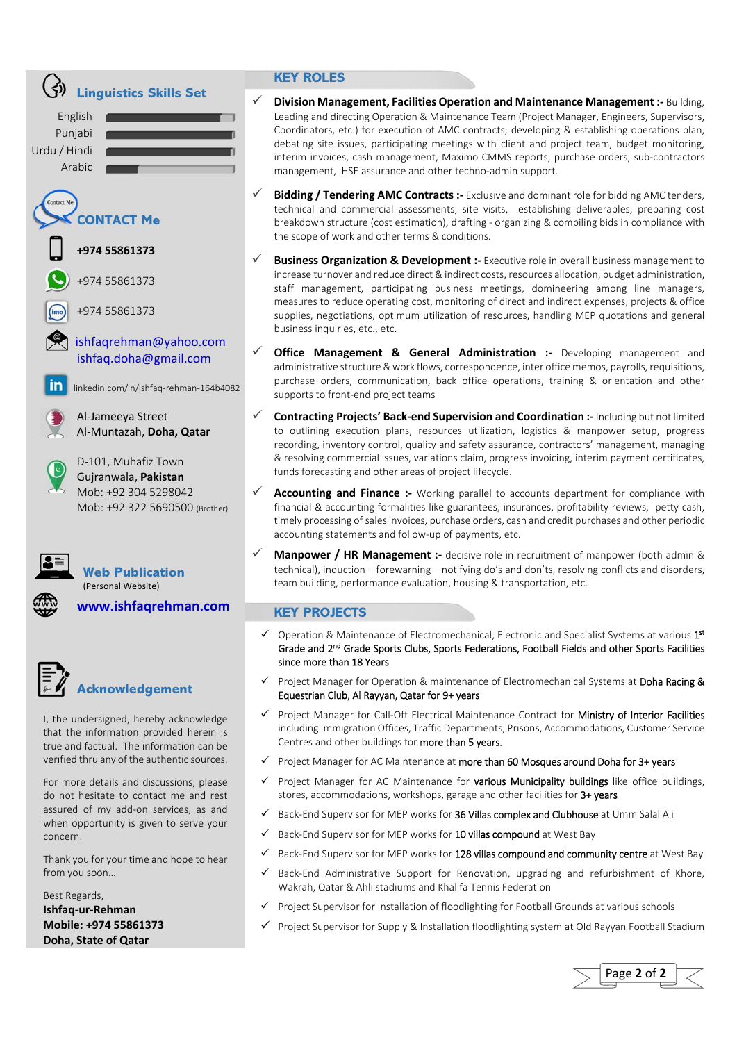## Linguistics Skills Set

- English
- Punjabi
- Urdu / Hindi
- Arabic

## CONTACT Me

**+974 55861373**

+974 55861373

+974 55861373

ishfaqrehman@yahoo.com
ishfaq.doha@gmail.com

linkedin.com/in/ishfaq-rehman-164b4082

Al-Jameeya Street
Al-Muntazah, **Doha, Qatar**

D-101, Muhafiz Town
Gujranwala, **Pakistan**
Mob: +92 304 5298042
Mob: +92 322 5690500 (Brother)

## Web Publication

(Personal Website)

**www.ishfaqrehman.com**

## Acknowledgement

I, the undersigned, hereby acknowledge that the information provided herein is true and factual. The information can be verified thru any of the authentic sources.

For more details and discussions, please do not hesitate to contact me and rest assured of my add-on services, as and when opportunity is given to serve your concern.

Thank you for your time and hope to hear from you soon…

Best Regards,
**Ishfaq-ur-Rehman**
**Mobile: +974 55861373**
**Doha, State of Qatar**

## KEY ROLES

- ✓ **Division Management, Facilities Operation and Maintenance Management :-** Building, Leading and directing Operation & Maintenance Team (Project Manager, Engineers, Supervisors, Coordinators, etc.) for execution of AMC contracts; developing & establishing operations plan, debating site issues, participating meetings with client and project team, budget monitoring, interim invoices, cash management, Maximo CMMS reports, purchase orders, sub-contractors management, HSE assurance and other techno-admin support.
- ✓ **Bidding / Tendering AMC Contracts :-** Exclusive and dominant role for bidding AMC tenders, technical and commercial assessments, site visits, establishing deliverables, preparing cost breakdown structure (cost estimation), drafting - organizing & compiling bids in compliance with the scope of work and other terms & conditions.
- ✓ **Business Organization & Development :-** Executive role in overall business management to increase turnover and reduce direct & indirect costs, resources allocation, budget administration, staff management, participating business meetings, domineering among line managers, measures to reduce operating cost, monitoring of direct and indirect expenses, projects & office supplies, negotiations, optimum utilization of resources, handling MEP quotations and general business inquiries, etc., etc.
- ✓ **Office Management & General Administration :-** Developing management and administrative structure & work flows, correspondence, inter office memos, payrolls, requisitions, purchase orders, communication, back office operations, training & orientation and other supports to front-end project teams
- ✓ **Contracting Projects' Back-end Supervision and Coordination :-** Including but not limited to outlining execution plans, resources utilization, logistics & manpower setup, progress recording, inventory control, quality and safety assurance, contractors' management, managing & resolving commercial issues, variations claim, progress invoicing, interim payment certificates, funds forecasting and other areas of project lifecycle.
- ✓ **Accounting and Finance :-** Working parallel to accounts department for compliance with financial & accounting formalities like guarantees, insurances, profitability reviews, petty cash, timely processing of sales invoices, purchase orders, cash and credit purchases and other periodic accounting statements and follow-up of payments, etc.
- ✓ **Manpower / HR Management :-** decisive role in recruitment of manpower (both admin & technical), induction – forewarning – notifying do's and don'ts, resolving conflicts and disorders, team building, performance evaluation, housing & transportation, etc.

## KEY PROJECTS

- ✓ Operation & Maintenance of Electromechanical, Electronic and Specialist Systems at various 1st Grade and 2nd Grade Sports Clubs, Sports Federations, Football Fields and other Sports Facilities since more than 18 Years
- ✓ Project Manager for Operation & maintenance of Electromechanical Systems at Doha Racing & Equestrian Club, Al Rayyan, Qatar for 9+ years
- ✓ Project Manager for Call-Off Electrical Maintenance Contract for Ministry of Interior Facilities including Immigration Offices, Traffic Departments, Prisons, Accommodations, Customer Service Centres and other buildings for more than 5 years.
- ✓ Project Manager for AC Maintenance at more than 60 Mosques around Doha for 3+ years
- ✓ Project Manager for AC Maintenance for various Municipality buildings like office buildings, stores, accommodations, workshops, garage and other facilities for 3+ years
- ✓ Back-End Supervisor for MEP works for 36 Villas complex and Clubhouse at Umm Salal Ali
- ✓ Back-End Supervisor for MEP works for 10 villas compound at West Bay
- ✓ Back-End Supervisor for MEP works for 128 villas compound and community centre at West Bay
- ✓ Back-End Administrative Support for Renovation, upgrading and refurbishment of Khore, Wakrah, Qatar & Ahli stadiums and Khalifa Tennis Federation
- ✓ Project Supervisor for Installation of floodlighting for Football Grounds at various schools
- ✓ Project Supervisor for Supply & Installation floodlighting system at Old Rayyan Football Stadium